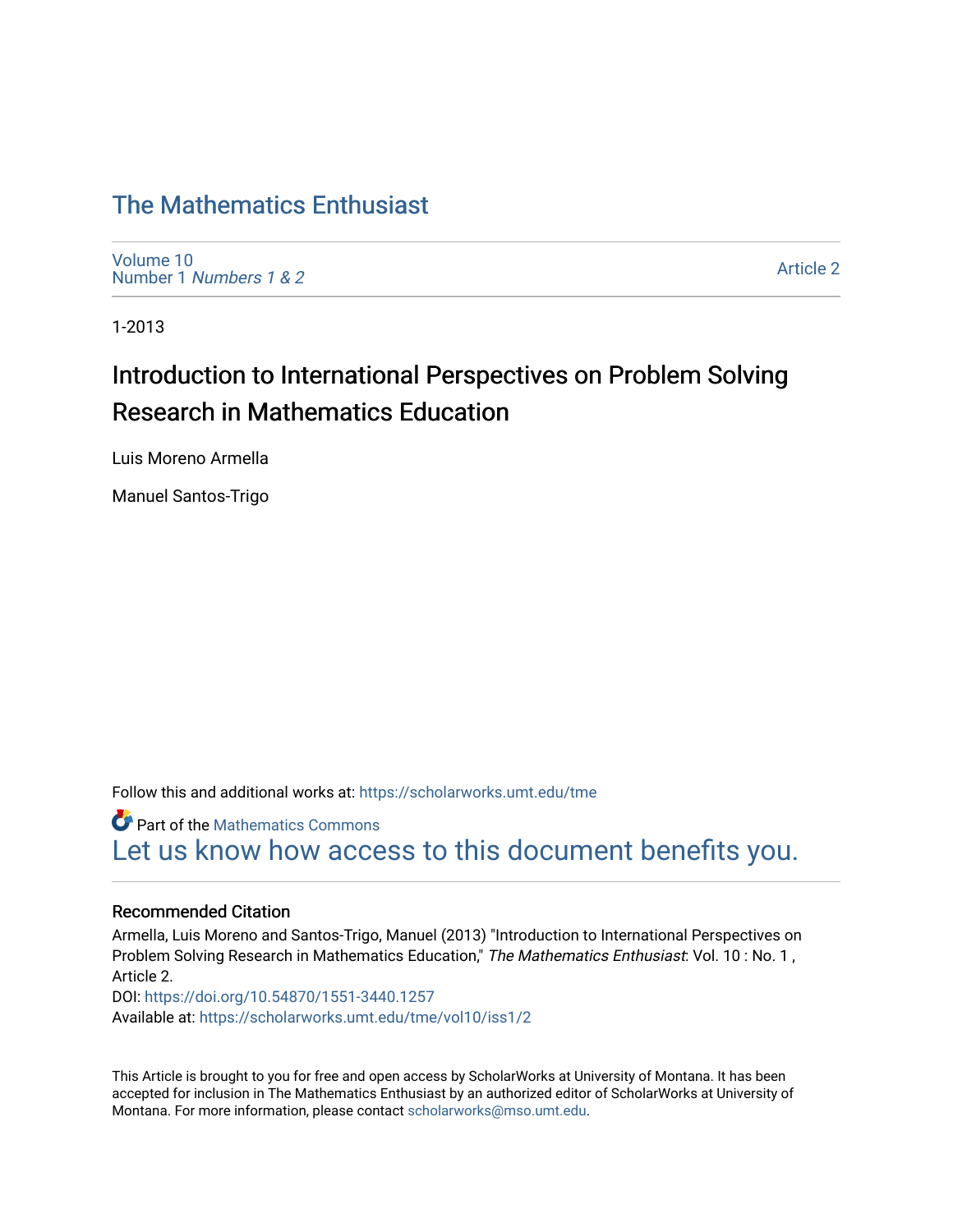# The Mathematics Enthusiast

Volume 10
Number 1 *Numbers 1 & 2*

Article 2

1-2013

## Introduction to International Perspectives on Problem Solving Research in Mathematics Education

Luis Moreno Armella

Manuel Santos-Trigo

Follow this and additional works at: https://scholarworks.umt.edu/tme

Part of the Mathematics Commons

Let us know how access to this document benefits you.

### Recommended Citation

Armella, Luis Moreno and Santos-Trigo, Manuel (2013) "Introduction to International Perspectives on Problem Solving Research in Mathematics Education," *The Mathematics Enthusiast*: Vol. 10 : No. 1 , Article 2.
DOI: https://doi.org/10.54870/1551-3440.1257
Available at: https://scholarworks.umt.edu/tme/vol10/iss1/2

This Article is brought to you for free and open access by ScholarWorks at University of Montana. It has been accepted for inclusion in The Mathematics Enthusiast by an authorized editor of ScholarWorks at University of Montana. For more information, please contact scholarworks@mso.umt.edu.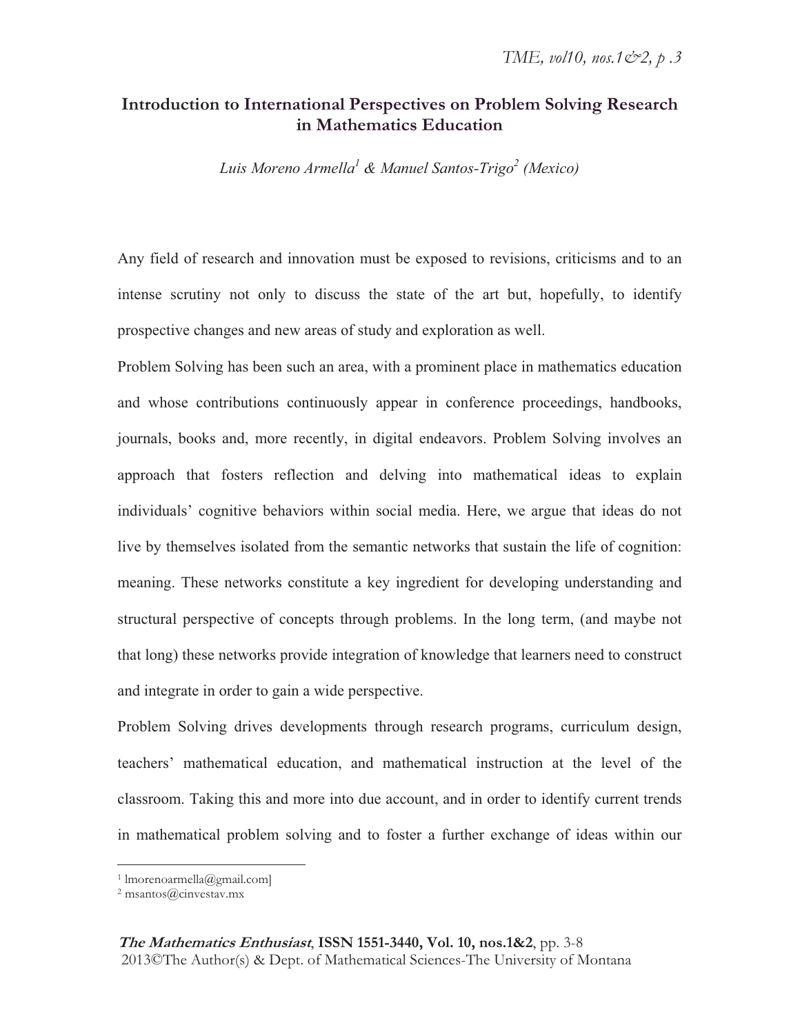# Introduction to International Perspectives on Problem Solving Research in Mathematics Education

*Luis Moreno Armella[1] & Manuel Santos-Trigo[2] (Mexico)*

Any field of research and innovation must be exposed to revisions, criticisms and to an intense scrutiny not only to discuss the state of the art but, hopefully, to identify prospective changes and new areas of study and exploration as well.

Problem Solving has been such an area, with a prominent place in mathematics education and whose contributions continuously appear in conference proceedings, handbooks, journals, books and, more recently, in digital endeavors. Problem Solving involves an approach that fosters reflection and delving into mathematical ideas to explain individuals' cognitive behaviors within social media. Here, we argue that ideas do not live by themselves isolated from the semantic networks that sustain the life of cognition: meaning. These networks constitute a key ingredient for developing understanding and structural perspective of concepts through problems. In the long term, (and maybe not that long) these networks provide integration of knowledge that learners need to construct and integrate in order to gain a wide perspective.

Problem Solving drives developments through research programs, curriculum design, teachers' mathematical education, and mathematical instruction at the level of the classroom. Taking this and more into due account, and in order to identify current trends in mathematical problem solving and to foster a further exchange of ideas within our

---

[1] lmorenoarmella@gmail.com]

[2] msantos@cinvestav.mx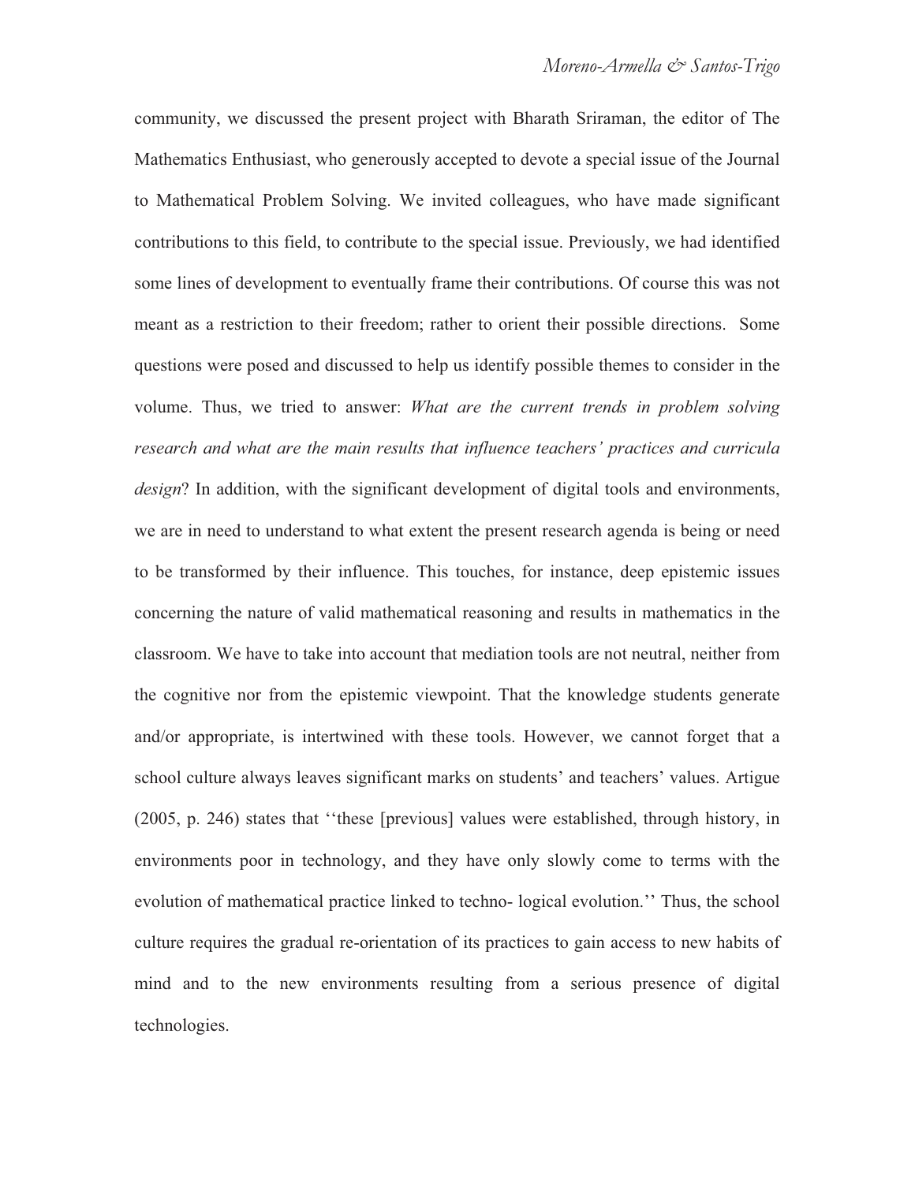community, we discussed the present project with Bharath Sriraman, the editor of The Mathematics Enthusiast, who generously accepted to devote a special issue of the Journal to Mathematical Problem Solving. We invited colleagues, who have made significant contributions to this field, to contribute to the special issue. Previously, we had identified some lines of development to eventually frame their contributions. Of course this was not meant as a restriction to their freedom; rather to orient their possible directions. Some questions were posed and discussed to help us identify possible themes to consider in the volume. Thus, we tried to answer: *What are the current trends in problem solving research and what are the main results that influence teachers' practices and curricula design*? In addition, with the significant development of digital tools and environments, we are in need to understand to what extent the present research agenda is being or need to be transformed by their influence. This touches, for instance, deep epistemic issues concerning the nature of valid mathematical reasoning and results in mathematics in the classroom. We have to take into account that mediation tools are not neutral, neither from the cognitive nor from the epistemic viewpoint. That the knowledge students generate and/or appropriate, is intertwined with these tools. However, we cannot forget that a school culture always leaves significant marks on students' and teachers' values. Artigue (2005, p. 246) states that ''these [previous] values were established, through history, in environments poor in technology, and they have only slowly come to terms with the evolution of mathematical practice linked to techno- logical evolution.'' Thus, the school culture requires the gradual re-orientation of its practices to gain access to new habits of mind and to the new environments resulting from a serious presence of digital technologies.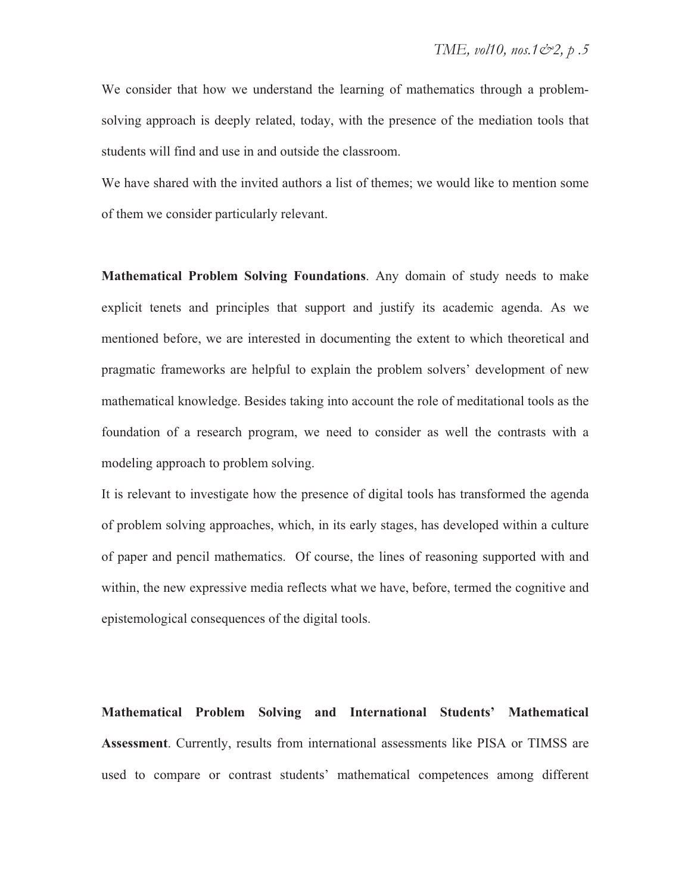We consider that how we understand the learning of mathematics through a problem-solving approach is deeply related, today, with the presence of the mediation tools that students will find and use in and outside the classroom.

We have shared with the invited authors a list of themes; we would like to mention some of them we consider particularly relevant.

**Mathematical Problem Solving Foundations**. Any domain of study needs to make explicit tenets and principles that support and justify its academic agenda. As we mentioned before, we are interested in documenting the extent to which theoretical and pragmatic frameworks are helpful to explain the problem solvers' development of new mathematical knowledge. Besides taking into account the role of meditational tools as the foundation of a research program, we need to consider as well the contrasts with a modeling approach to problem solving.

It is relevant to investigate how the presence of digital tools has transformed the agenda of problem solving approaches, which, in its early stages, has developed within a culture of paper and pencil mathematics. Of course, the lines of reasoning supported with and within, the new expressive media reflects what we have, before, termed the cognitive and epistemological consequences of the digital tools.

**Mathematical Problem Solving and International Students' Mathematical Assessment**. Currently, results from international assessments like PISA or TIMSS are used to compare or contrast students' mathematical competences among different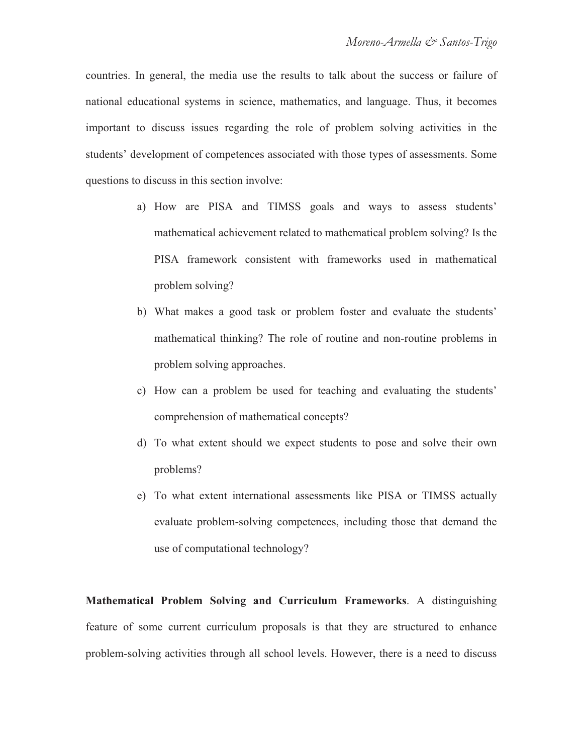countries. In general, the media use the results to talk about the success or failure of national educational systems in science, mathematics, and language. Thus, it becomes important to discuss issues regarding the role of problem solving activities in the students' development of competences associated with those types of assessments. Some questions to discuss in this section involve:

a) How are PISA and TIMSS goals and ways to assess students' mathematical achievement related to mathematical problem solving? Is the PISA framework consistent with frameworks used in mathematical problem solving?

b) What makes a good task or problem foster and evaluate the students' mathematical thinking? The role of routine and non-routine problems in problem solving approaches.

c) How can a problem be used for teaching and evaluating the students' comprehension of mathematical concepts?

d) To what extent should we expect students to pose and solve their own problems?

e) To what extent international assessments like PISA or TIMSS actually evaluate problem-solving competences, including those that demand the use of computational technology?

**Mathematical Problem Solving and Curriculum Frameworks**. A distinguishing feature of some current curriculum proposals is that they are structured to enhance problem-solving activities through all school levels. However, there is a need to discuss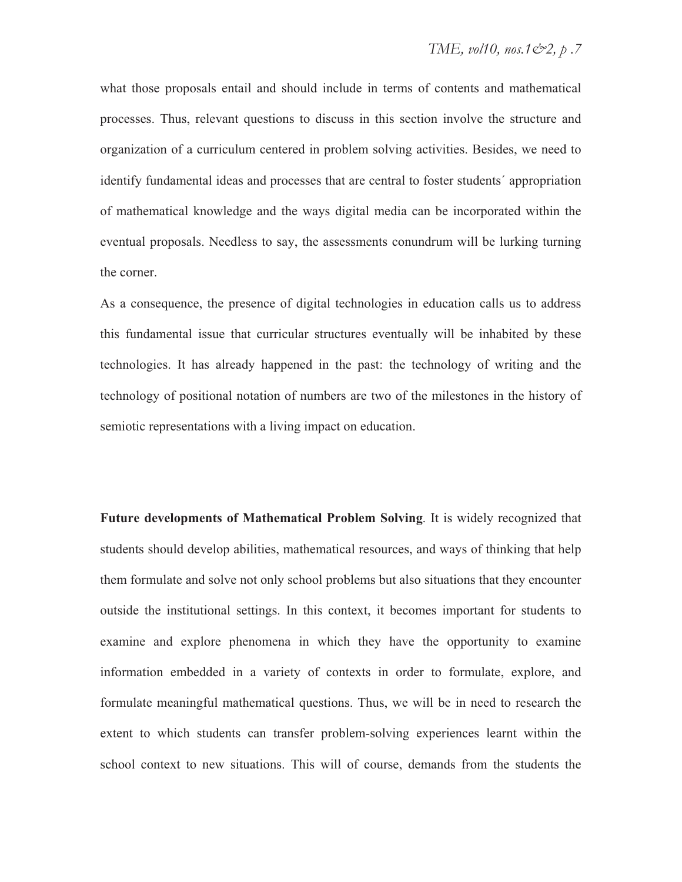what those proposals entail and should include in terms of contents and mathematical processes. Thus, relevant questions to discuss in this section involve the structure and organization of a curriculum centered in problem solving activities. Besides, we need to identify fundamental ideas and processes that are central to foster students´ appropriation of mathematical knowledge and the ways digital media can be incorporated within the eventual proposals. Needless to say, the assessments conundrum will be lurking turning the corner.

As a consequence, the presence of digital technologies in education calls us to address this fundamental issue that curricular structures eventually will be inhabited by these technologies. It has already happened in the past: the technology of writing and the technology of positional notation of numbers are two of the milestones in the history of semiotic representations with a living impact on education.

**Future developments of Mathematical Problem Solving**. It is widely recognized that students should develop abilities, mathematical resources, and ways of thinking that help them formulate and solve not only school problems but also situations that they encounter outside the institutional settings. In this context, it becomes important for students to examine and explore phenomena in which they have the opportunity to examine information embedded in a variety of contexts in order to formulate, explore, and formulate meaningful mathematical questions. Thus, we will be in need to research the extent to which students can transfer problem-solving experiences learnt within the school context to new situations. This will of course, demands from the students the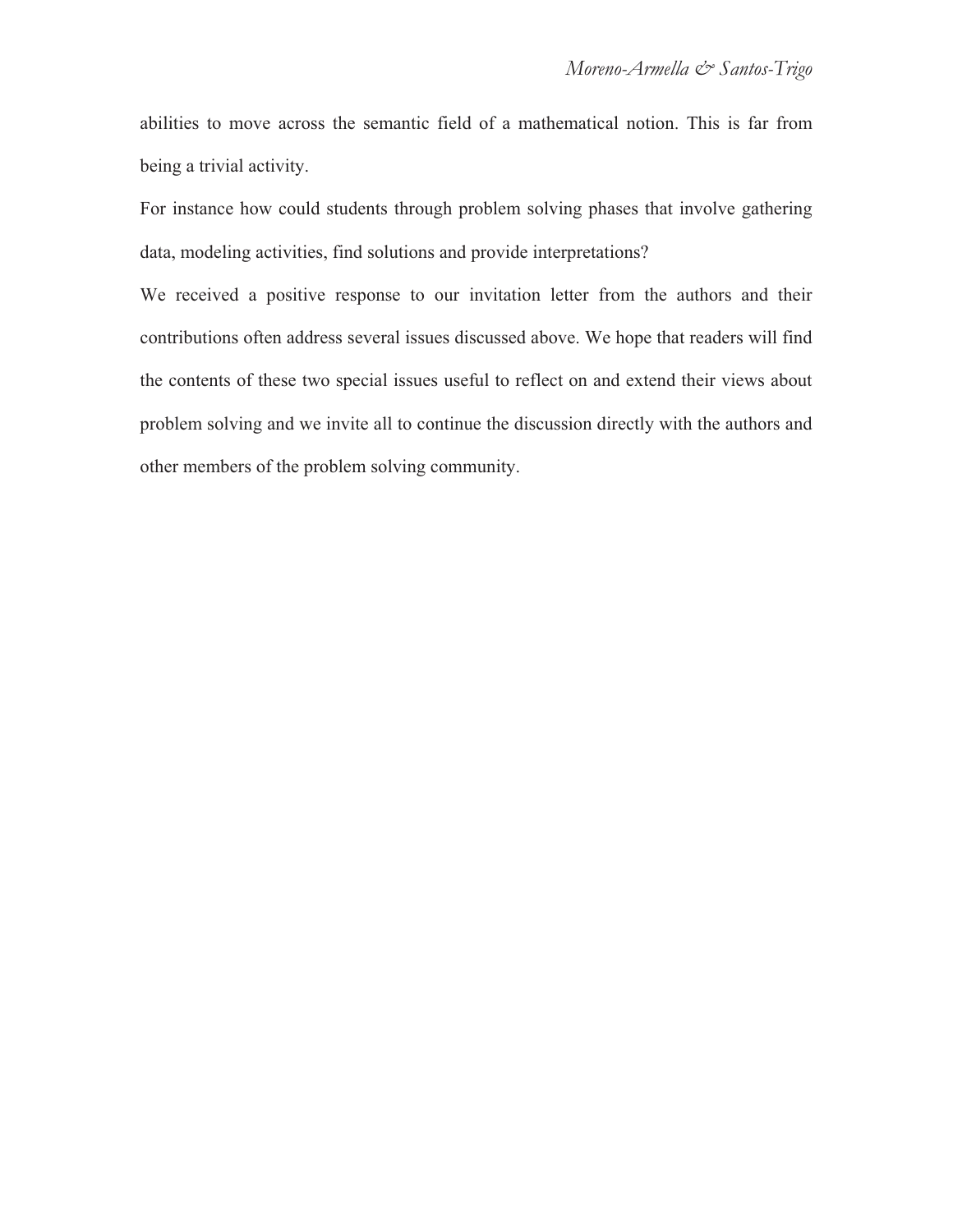abilities to move across the semantic field of a mathematical notion. This is far from being a trivial activity.

For instance how could students through problem solving phases that involve gathering data, modeling activities, find solutions and provide interpretations?

We received a positive response to our invitation letter from the authors and their contributions often address several issues discussed above. We hope that readers will find the contents of these two special issues useful to reflect on and extend their views about problem solving and we invite all to continue the discussion directly with the authors and other members of the problem solving community.